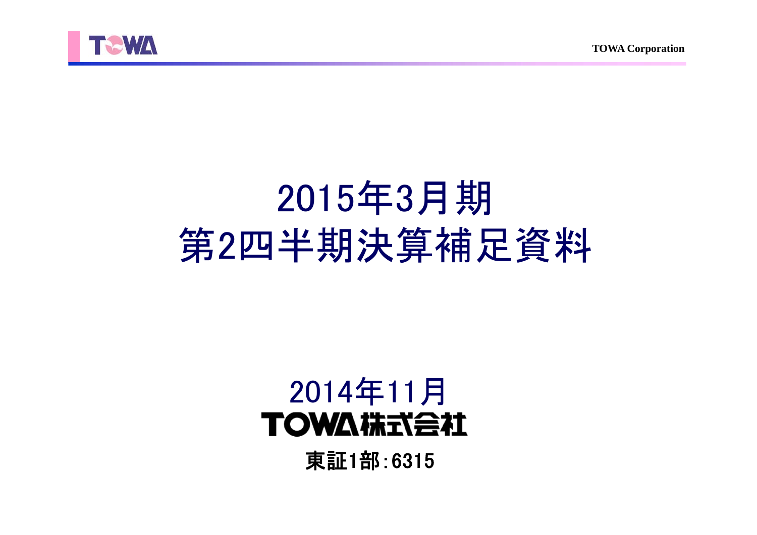# 2015年3月期
# 第2四半期決算補足資料

2014年11月

TOWA株式会社

東証1部:6315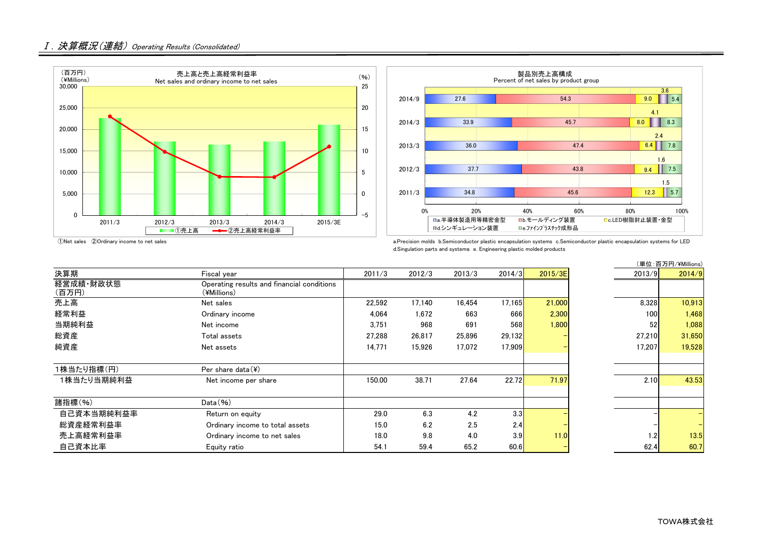## Ⅰ. 決算概況（連結） *Operating Results (Consolidated)*

（百万円）（¥Millions）

売上高と売上高経常利益率
Net sales and ordinary income to net sales

（%）

①売上高　②売上高経常利益率

①Net sales　②Ordinary income to net sales

製品別売上高構成
Percent of net sales by product group

| | a | b | c | d | e |
|---|---|---|---|---|---|
| 2014/9 | 27.6 | 54.3 | 9.0 | 3.6 | 5.4 |
| 2014/3 | 33.9 | 45.7 | 8.0 | 4.1 | 8.3 |
| 2013/3 | 36.0 | 47.4 | 6.4 | 2.4 | 7.8 |
| 2012/3 | 37.7 | 43.8 | 9.4 | 1.6 | 7.5 |
| 2011/3 | 34.8 | 45.6 | 12.3 | 1.5 | 5.7 |

a.半導体製造用等精密金型　b.モールディング装置　c.LED樹脂封止装置・金型　d.シンギュレーション装置　e.ファインプラスチック成形品

a.Precision molds　b.Semiconductor plastic encapsulation systems　c.Semiconductor plastic encapsulation systems for LED
d.Singulation parts and systems　e. Engineering plastic molded products

（単位：百万円/¥Millions）

| 決算期 | Fiscal year | 2011/3 | 2012/3 | 2013/3 | 2014/3 | 2015/3E | 2013/9 | 2014/9 |
|---|---|---|---|---|---|---|---|---|
| 経営成績・財政状態（百万円） | Operating results and financial conditions (¥Millions) | | | | | | | |
| 売上高 | Net sales | 22,592 | 17,140 | 16,454 | 17,165 | 21,000 | 8,328 | 10,913 |
| 経常利益 | Ordinary income | 4,064 | 1,672 | 663 | 666 | 2,300 | 100 | 1,468 |
| 当期純利益 | Net income | 3,751 | 968 | 691 | 568 | 1,800 | 52 | 1,088 |
| 総資産 | Total assets | 27,288 | 26,817 | 25,896 | 29,132 | – | 27,210 | 31,650 |
| 純資産 | Net assets | 14,771 | 15,926 | 17,072 | 17,909 | – | 17,207 | 19,528 |
| 1株当たり指標（円） | Per share data（¥） | | | | | | | |
| 1株当たり当期純利益 | Net income per share | 150.00 | 38.71 | 27.64 | 22.72 | 71.97 | 2.10 | 43.53 |
| 諸指標（%） | Data（%） | | | | | | | |
| 自己資本当期純利益率 | Return on equity | 29.0 | 6.3 | 4.2 | 3.3 | – | – | – |
| 総資産経常利益率 | Ordinary income to total assets | 15.0 | 6.2 | 2.5 | 2.4 | – | – | – |
| 売上高経常利益率 | Ordinary income to net sales | 18.0 | 9.8 | 4.0 | 3.9 | 11.0 | 1.2 | 13.5 |
| 自己資本比率 | Equity ratio | 54.1 | 59.4 | 65.2 | 60.6 | – | 62.4 | 60.7 |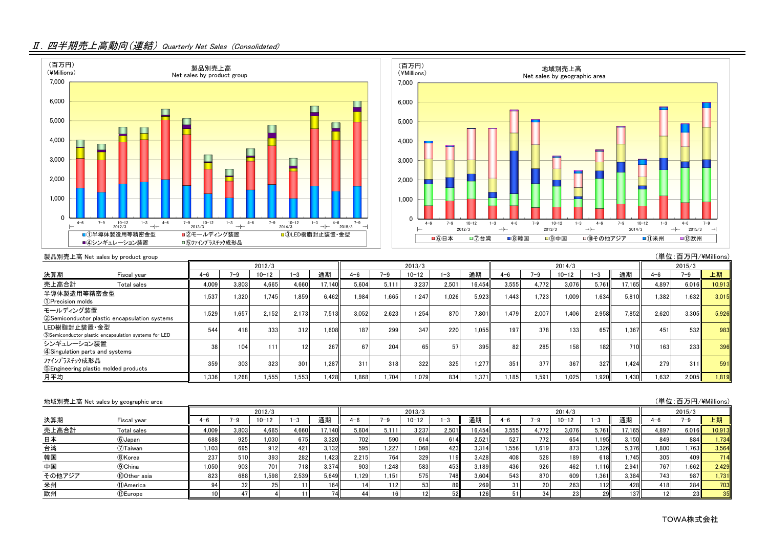## Ⅱ. 四半期売上高動向（連結） *Quarterly Net Sales（Consolidated）*

製品別売上高 Net sales by product group

（単位：百万円/¥Millions）

| 決算期 Fiscal year | 2012/3 4-6 | 7-9 | 10-12 | 1-3 | 通期 | 2013/3 4-6 | 7-9 | 10-12 | 1-3 | 通期 | 2014/3 4-6 | 7-9 | 10-12 | 1-3 | 通期 | 2015/3 4-6 | 7-9 | 上期 |
|---|---|---|---|---|---|---|---|---|---|---|---|---|---|---|---|---|---|---|
| 売上高合計 Total sales | 4,009 | 3,803 | 4,665 | 4,660 | 17,140 | 5,604 | 5,111 | 3,237 | 2,501 | 16,454 | 3,555 | 4,772 | 3,076 | 5,761 | 17,165 | 4,897 | 6,016 | 10,913 |
| 半導体製造用等精密金型 ①Precision molds | 1,537 | 1,320 | 1,745 | 1,859 | 6,462 | 1,984 | 1,665 | 1,247 | 1,026 | 5,923 | 1,443 | 1,723 | 1,009 | 1,634 | 5,810 | 1,382 | 1,632 | 3,015 |
| モールディング装置 ②Semiconductor plastic encapsulation systems | 1,529 | 1,657 | 2,152 | 2,173 | 7,513 | 3,052 | 2,623 | 1,254 | 870 | 7,801 | 1,479 | 2,007 | 1,406 | 2,958 | 7,852 | 2,620 | 3,305 | 5,926 |
| LED樹脂封止装置・金型 ③Semiconductor plastic encapsulation systems for LED | 544 | 418 | 333 | 312 | 1,608 | 187 | 299 | 347 | 220 | 1,055 | 197 | 378 | 133 | 657 | 1,367 | 451 | 532 | 983 |
| シンギュレーション装置 ④Singulation parts and systems | 38 | 104 | 111 | 12 | 267 | 67 | 204 | 65 | 57 | 395 | 82 | 285 | 158 | 182 | 710 | 163 | 233 | 396 |
| ファインプラスチック成形品 ⑤Engineering plastic molded products | 359 | 303 | 323 | 301 | 1,287 | 311 | 318 | 322 | 325 | 1,277 | 351 | 377 | 367 | 327 | 1,424 | 279 | 311 | 591 |
| 月平均 | 1,336 | 1,268 | 1,555 | 1,553 | 1,428 | 1,868 | 1,704 | 1,079 | 834 | 1,371 | 1,185 | 1,591 | 1,025 | 1,920 | 1,430 | 1,632 | 2,005 | 1,819 |

地域別売上高 Net sales by geographic area

（単位：百万円/¥Millions）

| 決算期 Fiscal year | 2012/3 4-6 | 7-9 | 10-12 | 1-3 | 通期 | 2013/3 4-6 | 7-9 | 10-12 | 1-3 | 通期 | 2014/3 4-6 | 7-9 | 10-12 | 1-3 | 通期 | 2015/3 4-6 | 7-9 | 上期 |
|---|---|---|---|---|---|---|---|---|---|---|---|---|---|---|---|---|---|---|
| 売上高合計 Total sales | 4,009 | 3,803 | 4,665 | 4,660 | 17,140 | 5,604 | 5,111 | 3,237 | 2,501 | 16,454 | 3,555 | 4,772 | 3,076 | 5,761 | 17,165 | 4,897 | 6,016 | 10,913 |
| 日本 ⑥Japan | 688 | 925 | 1,030 | 675 | 3,320 | 702 | 590 | 614 | 614 | 2,521 | 527 | 772 | 654 | 1,195 | 3,150 | 849 | 884 | 1,734 |
| 台湾 ⑦Taiwan | 1,103 | 695 | 912 | 421 | 3,132 | 595 | 1,227 | 1,068 | 423 | 3,314 | 1,556 | 1,619 | 873 | 1,326 | 5,376 | 1,800 | 1,763 | 3,564 |
| 韓国 ⑧Korea | 237 | 510 | 393 | 282 | 1,423 | 2,215 | 764 | 329 | 119 | 3,428 | 408 | 528 | 189 | 618 | 1,745 | 305 | 409 | 714 |
| 中国 ⑨China | 1,050 | 903 | 701 | 718 | 3,374 | 903 | 1,248 | 583 | 453 | 3,189 | 436 | 926 | 462 | 1,116 | 2,941 | 767 | 1,662 | 2,429 |
| その他アジア ⑩Other asia | 823 | 688 | 1,598 | 2,539 | 5,649 | 1,129 | 1,151 | 575 | 748 | 3,604 | 543 | 870 | 609 | 1,361 | 3,384 | 743 | 987 | 1,731 |
| 米州 ⑪America | 94 | 32 | 25 | 11 | 164 | 14 | 112 | 53 | 89 | 269 | 31 | 20 | 263 | 112 | 428 | 418 | 284 | 703 |
| 欧州 ⑫Europe | 10 | 47 | 4 | 11 | 74 | 44 | 16 | 12 | 52 | 126 | 51 | 34 | 23 | 29 | 137 | 12 | 23 | 35 |

TOWA株式会社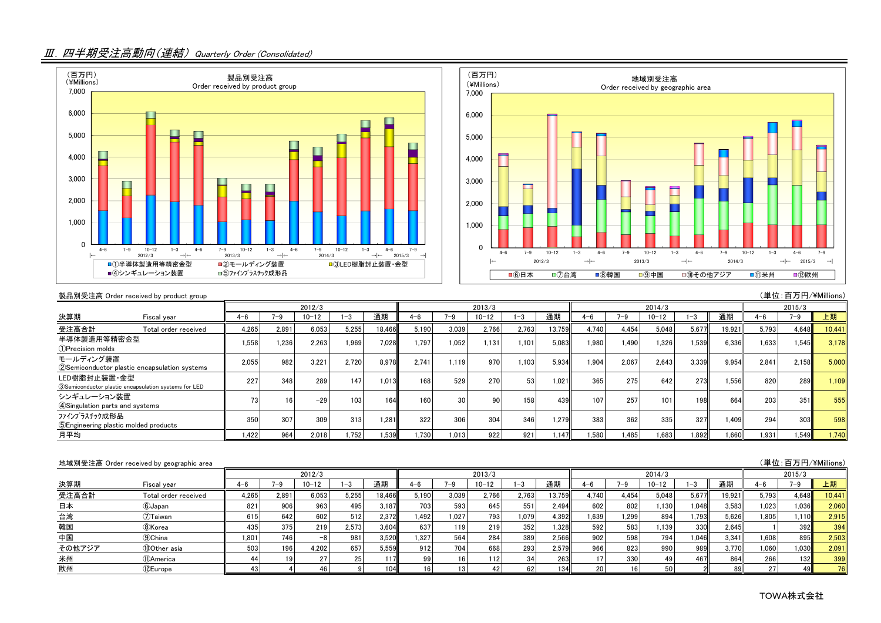# Ⅲ. 四半期受注高動向(連結) *Quarterly Order (Consolidated)*

製品別受注高 Order received by product group

(単位:百万円/¥Millions)

| 決算期 Fiscal year | 2012/3 4-6 | 7-9 | 10-12 | 1-3 | 通期 | 2013/3 4-6 | 7-9 | 10-12 | 1-3 | 通期 | 2014/3 4-6 | 7-9 | 10-12 | 1-3 | 通期 | 2015/3 4-6 | 7-9 | 上期 |
|---|---|---|---|---|---|---|---|---|---|---|---|---|---|---|---|---|---|---|
| 受注高合計 Total order received | 4,265 | 2,891 | 6,053 | 5,255 | 18,466 | 5,190 | 3,039 | 2,766 | 2,763 | 13,759 | 4,740 | 4,454 | 5,048 | 5,677 | 19,921 | 5,793 | 4,648 | 10,441 |
| 半導体製造用等精密金型 ①Precision molds | 1,558 | 1,236 | 2,263 | 1,969 | 7,028 | 1,797 | 1,052 | 1,131 | 1,101 | 5,083 | 1,980 | 1,490 | 1,326 | 1,539 | 6,336 | 1,633 | 1,545 | 3,178 |
| モールディング装置 ②Semiconductor plastic encapsulation systems | 2,055 | 982 | 3,221 | 2,720 | 8,978 | 2,741 | 1,119 | 970 | 1,103 | 5,934 | 1,904 | 2,067 | 2,643 | 3,339 | 9,954 | 2,841 | 2,158 | 5,000 |
| LED樹脂封止装置・金型 ③Semiconductor plastic encapsulation systems for LED | 227 | 348 | 289 | 147 | 1,013 | 168 | 529 | 270 | 53 | 1,021 | 365 | 275 | 642 | 273 | 1,556 | 820 | 289 | 1,109 |
| シンギュレーション装置 ④Singulation parts and systems | 73 | 16 | -29 | 103 | 164 | 160 | 30 | 90 | 158 | 439 | 107 | 257 | 101 | 198 | 664 | 203 | 351 | 555 |
| ファインプラスチック成形品 ⑤Engineering plastic molded products | 350 | 307 | 309 | 313 | 1,281 | 322 | 306 | 304 | 346 | 1,279 | 383 | 362 | 335 | 327 | 1,409 | 294 | 303 | 598 |
| 月平均 | 1,422 | 964 | 2,018 | 1,752 | 1,539 | 1,730 | 1,013 | 922 | 921 | 1,147 | 1,580 | 1,485 | 1,683 | 1,892 | 1,660 | 1,931 | 1,549 | 1,740 |

地域別受注高 Order received by geographic area

(単位:百万円/¥Millions)

| 決算期 Fiscal year | 2012/3 4-6 | 7-9 | 10-12 | 1-3 | 通期 | 2013/3 4-6 | 7-9 | 10-12 | 1-3 | 通期 | 2014/3 4-6 | 7-9 | 10-12 | 1-3 | 通期 | 2015/3 4-6 | 7-9 | 上期 |
|---|---|---|---|---|---|---|---|---|---|---|---|---|---|---|---|---|---|---|
| 受注高合計 Total order received | 4,265 | 2,891 | 6,053 | 5,255 | 18,466 | 5,190 | 3,039 | 2,766 | 2,763 | 13,759 | 4,740 | 4,454 | 5,048 | 5,677 | 19,921 | 5,793 | 4,648 | 10,441 |
| 日本 ⑥Japan | 821 | 906 | 963 | 495 | 3,187 | 703 | 593 | 645 | 551 | 2,494 | 602 | 802 | 1,130 | 1,048 | 3,583 | 1,023 | 1,036 | 2,060 |
| 台湾 ⑦Taiwan | 615 | 642 | 602 | 512 | 2,372 | 1,492 | 1,027 | 793 | 1,079 | 4,392 | 1,639 | 1,299 | 894 | 1,793 | 5,626 | 1,805 | 1,110 | 2,915 |
| 韓国 ⑧Korea | 435 | 375 | 219 | 2,573 | 3,604 | 637 | 119 | 219 | 352 | 1,328 | 592 | 583 | 1,139 | 330 | 2,645 | 1 | 392 | 394 |
| 中国 ⑨China | 1,801 | 746 | -8 | 981 | 3,520 | 1,327 | 564 | 284 | 389 | 2,566 | 902 | 598 | 794 | 1,046 | 3,341 | 1,608 | 895 | 2,503 |
| その他アジア ⑩Other asia | 503 | 196 | 4,202 | 657 | 5,559 | 912 | 704 | 668 | 293 | 2,579 | 966 | 823 | 990 | 989 | 3,770 | 1,060 | 1,030 | 2,091 |
| 米州 ⑪America | 44 | 19 | 27 | 25 | 117 | 99 | 16 | 112 | 34 | 263 | 17 | 330 | 49 | 467 | 864 | 266 | 132 | 399 |
| 欧州 ⑫Europe | 43 | 4 | 46 | 9 | 104 | 16 | 13 | 42 | 62 | 134 | 20 | 16 | 50 | 2 | 89 | 27 | 49 | 76 |

TOWA株式会社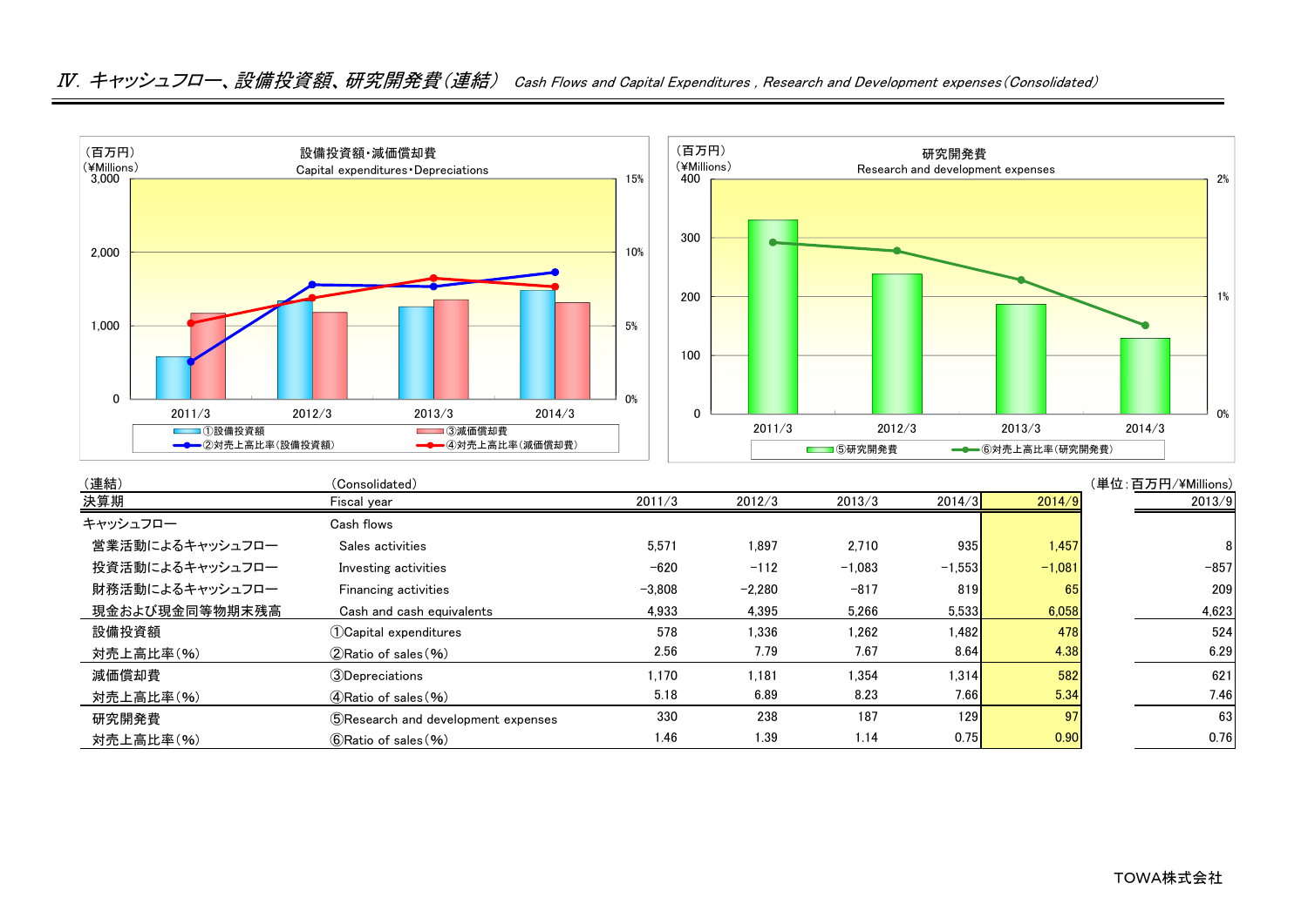## Ⅳ. キャッシュフロー、設備投資額、研究開発費（連結） *Cash Flows and Capital Expenditures , Research and Development expenses（Consolidated）*

（百万円）
（¥Millions）
設備投資額・減価償却費
Capital expenditures・Depreciations
3,000
2,000
1,000
0
15%
10%
5%
0%
2011/3
2012/3
2013/3
2014/3
①設備投資額
②対売上高比率（設備投資額）
③減価償却費
④対売上高比率（減価償却費）

（百万円）
（¥Millions）
研究開発費
Research and development expenses
400
300
200
100
0
2%
1%
0%
2011/3
2012/3
2013/3
2014/3
⑤研究開発費
⑥対売上高比率（研究開発費）

（連結）（Consolidated）（単位：百万円/¥Millions）

| 決算期 | Fiscal year | 2011/3 | 2012/3 | 2013/3 | 2014/3 | 2014/9 | 2013/9 |
|---|---|---|---|---|---|---|---|
| キャッシュフロー | Cash flows | | | | | | |
| 営業活動によるキャッシュフロー | Sales activities | 5,571 | 1,897 | 2,710 | 935 | 1,457 | 8 |
| 投資活動によるキャッシュフロー | Investing activities | −620 | −112 | −1,083 | −1,553 | −1,081 | −857 |
| 財務活動によるキャッシュフロー | Financing activities | −3,808 | −2,280 | −817 | 819 | 65 | 209 |
| 現金および現金同等物期末残高 | Cash and cash equivalents | 4,933 | 4,395 | 5,266 | 5,533 | 6,058 | 4,623 |
| 設備投資額 | ①Capital expenditures | 578 | 1,336 | 1,262 | 1,482 | 478 | 524 |
| 対売上高比率（%） | ②Ratio of sales（%） | 2.56 | 7.79 | 7.67 | 8.64 | 4.38 | 6.29 |
| 減価償却費 | ③Depreciations | 1,170 | 1,181 | 1,354 | 1,314 | 582 | 621 |
| 対売上高比率（%） | ④Ratio of sales（%） | 5.18 | 6.89 | 8.23 | 7.66 | 5.34 | 7.46 |
| 研究開発費 | ⑤Research and development expenses | 330 | 238 | 187 | 129 | 97 | 63 |
| 対売上高比率（%） | ⑥Ratio of sales（%） | 1.46 | 1.39 | 1.14 | 0.75 | 0.90 | 0.76 |

TOWA株式会社